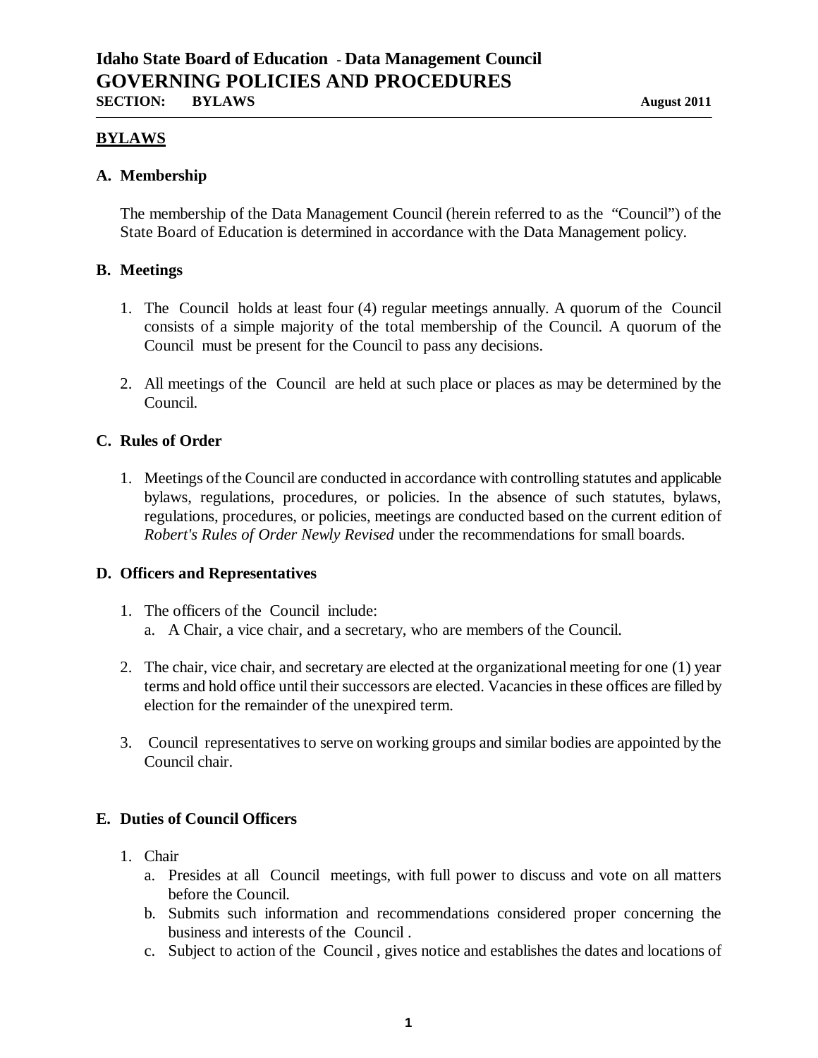# Idaho State Board of Education - Data Management Council
# GOVERNING POLICIES AND PROCEDURES

**SECTION: BYLAWS** **August 2011**

## BYLAWS

### A. Membership

The membership of the Data Management Council (herein referred to as the "Council") of the State Board of Education is determined in accordance with the Data Management policy.

### B. Meetings

1. The Council holds at least four (4) regular meetings annually. A quorum of the Council consists of a simple majority of the total membership of the Council. A quorum of the Council must be present for the Council to pass any decisions.

2. All meetings of the Council are held at such place or places as may be determined by the Council.

### C. Rules of Order

1. Meetings of the Council are conducted in accordance with controlling statutes and applicable bylaws, regulations, procedures, or policies. In the absence of such statutes, bylaws, regulations, procedures, or policies, meetings are conducted based on the current edition of *Robert's Rules of Order Newly Revised* under the recommendations for small boards.

### D. Officers and Representatives

1. The officers of the Council include:
   a. A Chair, a vice chair, and a secretary, who are members of the Council.

2. The chair, vice chair, and secretary are elected at the organizational meeting for one (1) year terms and hold office until their successors are elected. Vacancies in these offices are filled by election for the remainder of the unexpired term.

3. Council representatives to serve on working groups and similar bodies are appointed by the Council chair.

### E. Duties of Council Officers

1. Chair
   a. Presides at all Council meetings, with full power to discuss and vote on all matters before the Council.
   b. Submits such information and recommendations considered proper concerning the business and interests of the Council .
   c. Subject to action of the Council , gives notice and establishes the dates and locations of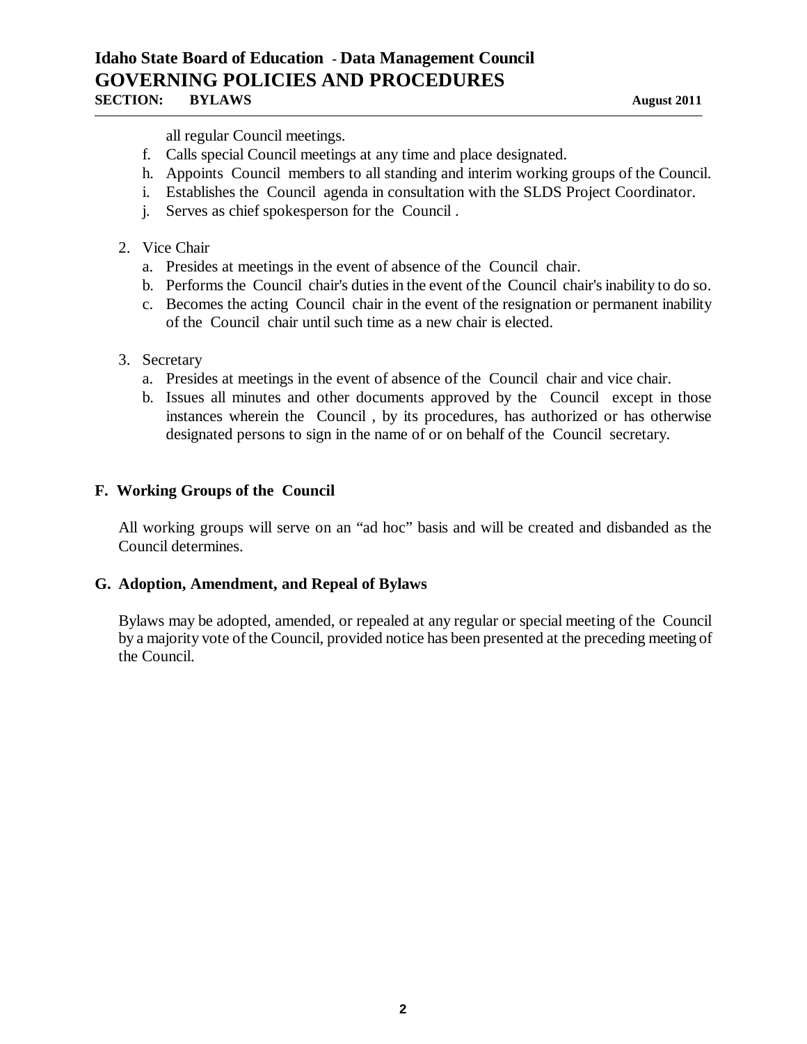all regular Council meetings.

f. Calls special Council meetings at any time and place designated.
h. Appoints Council members to all standing and interim working groups of the Council.
i. Establishes the Council agenda in consultation with the SLDS Project Coordinator.
j. Serves as chief spokesperson for the Council .

2. Vice Chair
   a. Presides at meetings in the event of absence of the Council chair.
   b. Performs the Council chair's duties in the event of the Council chair's inability to do so.
   c. Becomes the acting Council chair in the event of the resignation or permanent inability of the Council chair until such time as a new chair is elected.

3. Secretary
   a. Presides at meetings in the event of absence of the Council chair and vice chair.
   b. Issues all minutes and other documents approved by the Council except in those instances wherein the Council , by its procedures, has authorized or has otherwise designated persons to sign in the name of or on behalf of the Council secretary.

## F. Working Groups of the Council

All working groups will serve on an "ad hoc" basis and will be created and disbanded as the Council determines.

## G. Adoption, Amendment, and Repeal of Bylaws

Bylaws may be adopted, amended, or repealed at any regular or special meeting of the Council by a majority vote of the Council, provided notice has been presented at the preceding meeting of the Council.